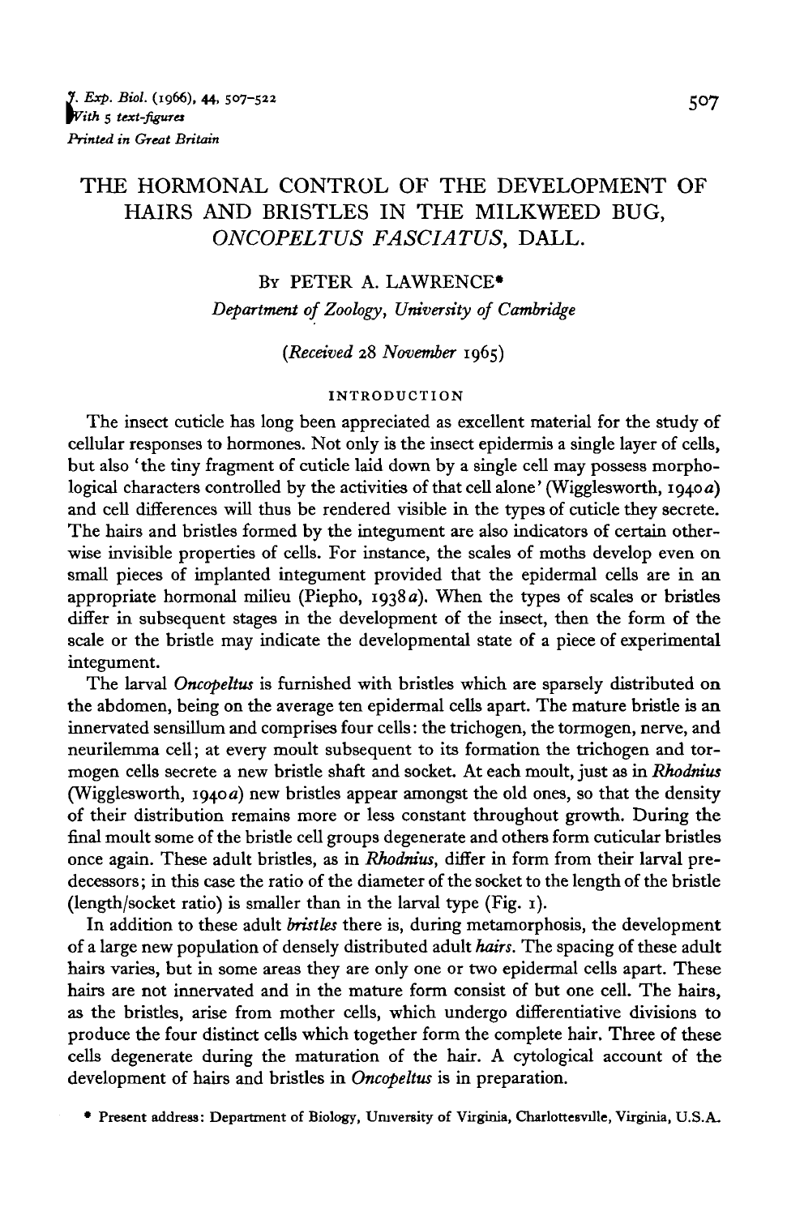*J. Exp. Biol.* (1966), **44**, 507–522
*With 5 text-figures*
*Printed in Great Britain*

# THE HORMONAL CONTROL OF THE DEVELOPMENT OF HAIRS AND BRISTLES IN THE MILKWEED BUG, *ONCOPELTUS FASCIATUS*, DALL.

By PETER A. LAWRENCE*

*Department of Zoology, University of Cambridge*

*(Received 28 November 1965)*

## INTRODUCTION

The insect cuticle has long been appreciated as excellent material for the study of cellular responses to hormones. Not only is the insect epidermis a single layer of cells, but also 'the tiny fragment of cuticle laid down by a single cell may possess morphological characters controlled by the activities of that cell alone' (Wigglesworth, 1940*a*) and cell differences will thus be rendered visible in the types of cuticle they secrete. The hairs and bristles formed by the integument are also indicators of certain otherwise invisible properties of cells. For instance, the scales of moths develop even on small pieces of implanted integument provided that the epidermal cells are in an appropriate hormonal milieu (Piepho, 1938*a*). When the types of scales or bristles differ in subsequent stages in the development of the insect, then the form of the scale or the bristle may indicate the developmental state of a piece of experimental integument.

The larval *Oncopeltus* is furnished with bristles which are sparsely distributed on the abdomen, being on the average ten epidermal cells apart. The mature bristle is an innervated sensillum and comprises four cells: the trichogen, the tormogen, nerve, and neurilemma cell; at every moult subsequent to its formation the trichogen and tormogen cells secrete a new bristle shaft and socket. At each moult, just as in *Rhodnius* (Wigglesworth, 1940*a*) new bristles appear amongst the old ones, so that the density of their distribution remains more or less constant throughout growth. During the final moult some of the bristle cell groups degenerate and others form cuticular bristles once again. These adult bristles, as in *Rhodnius*, differ in form from their larval predecessors; in this case the ratio of the diameter of the socket to the length of the bristle (length/socket ratio) is smaller than in the larval type (Fig. 1).

In addition to these adult *bristles* there is, during metamorphosis, the development of a large new population of densely distributed adult *hairs*. The spacing of these adult hairs varies, but in some areas they are only one or two epidermal cells apart. These hairs are not innervated and in the mature form consist of but one cell. The hairs, as the bristles, arise from mother cells, which undergo differentiative divisions to produce the four distinct cells which together form the complete hair. Three of these cells degenerate during the maturation of the hair. A cytological account of the development of hairs and bristles in *Oncopeltus* is in preparation.

* Present address: Department of Biology, University of Virginia, Charlottesville, Virginia, U.S.A.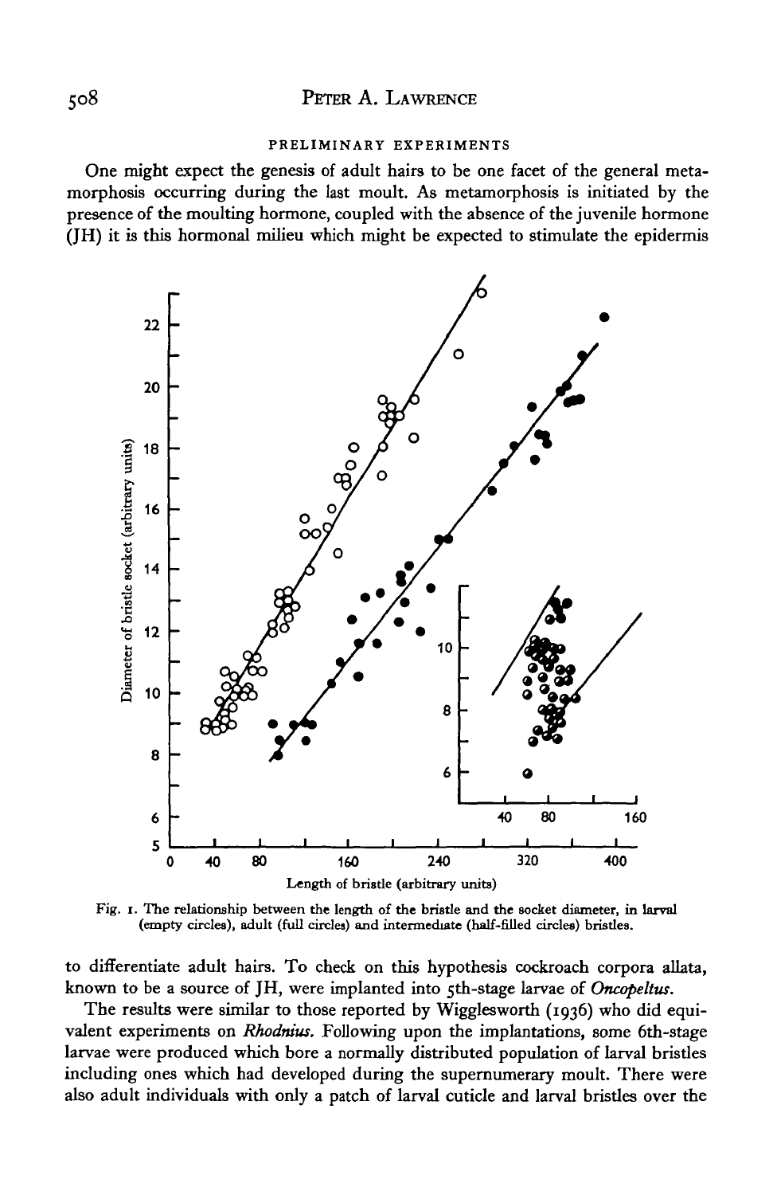PRELIMINARY EXPERIMENTS

One might expect the genesis of adult hairs to be one facet of the general metamorphosis occurring during the last moult. As metamorphosis is initiated by the presence of the moulting hormone, coupled with the absence of the juvenile hormone (JH) it is this hormonal milieu which might be expected to stimulate the epidermis

Fig. 1. The relationship between the length of the bristle and the socket diameter, in larval (empty circles), adult (full circles) and intermediate (half-filled circles) bristles.

to differentiate adult hairs. To check on this hypothesis cockroach corpora allata, known to be a source of JH, were implanted into 5th-stage larvae of *Oncopeltus*.

The results were similar to those reported by Wigglesworth (1936) who did equivalent experiments on *Rhodnius*. Following upon the implantations, some 6th-stage larvae were produced which bore a normally distributed population of larval bristles including ones which had developed during the supernumerary moult. There were also adult individuals with only a patch of larval cuticle and larval bristles over the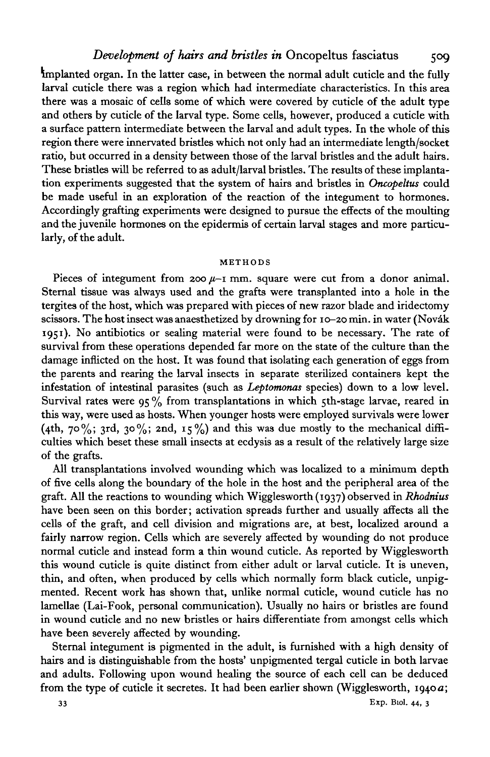implanted organ. In the latter case, in between the normal adult cuticle and the fully larval cuticle there was a region which had intermediate characteristics. In this area there was a mosaic of cells some of which were covered by cuticle of the adult type and others by cuticle of the larval type. Some cells, however, produced a cuticle with a surface pattern intermediate between the larval and adult types. In the whole of this region there were innervated bristles which not only had an intermediate length/socket ratio, but occurred in a density between those of the larval bristles and the adult hairs. These bristles will be referred to as adult/larval bristles. The results of these implantation experiments suggested that the system of hairs and bristles in *Oncopeltus* could be made useful in an exploration of the reaction of the integument to hormones. Accordingly grafting experiments were designed to pursue the effects of the moulting and the juvenile hormones on the epidermis of certain larval stages and more particularly, of the adult.

## METHODS

Pieces of integument from 200 $\mu$–1 mm. square were cut from a donor animal. Sternal tissue was always used and the grafts were transplanted into a hole in the tergites of the host, which was prepared with pieces of new razor blade and iridectomy scissors. The host insect was anaesthetized by drowning for 10–20 min. in water (Novák 1951). No antibiotics or sealing material were found to be necessary. The rate of survival from these operations depended far more on the state of the culture than the damage inflicted on the host. It was found that isolating each generation of eggs from the parents and rearing the larval insects in separate sterilized containers kept the infestation of intestinal parasites (such as *Leptomonas* species) down to a low level. Survival rates were 95% from transplantations in which 5th-stage larvae, reared in this way, were used as hosts. When younger hosts were employed survivals were lower (4th, 70%; 3rd, 30%; 2nd, 15%) and this was due mostly to the mechanical difficulties which beset these small insects at ecdysis as a result of the relatively large size of the grafts.

All transplantations involved wounding which was localized to a minimum depth of five cells along the boundary of the hole in the host and the peripheral area of the graft. All the reactions to wounding which Wigglesworth (1937) observed in *Rhodnius* have been seen on this border; activation spreads further and usually affects all the cells of the graft, and cell division and migrations are, at best, localized around a fairly narrow region. Cells which are severely affected by wounding do not produce normal cuticle and instead form a thin wound cuticle. As reported by Wigglesworth this wound cuticle is quite distinct from either adult or larval cuticle. It is uneven, thin, and often, when produced by cells which normally form black cuticle, unpigmented. Recent work has shown that, unlike normal cuticle, wound cuticle has no lamellae (Lai-Fook, personal communication). Usually no hairs or bristles are found in wound cuticle and no new bristles or hairs differentiate from amongst cells which have been severely affected by wounding.

Sternal integument is pigmented in the adult, is furnished with a high density of hairs and is distinguishable from the hosts' unpigmented tergal cuticle in both larvae and adults. Following upon wound healing the source of each cell can be deduced from the type of cuticle it secretes. It had been earlier shown (Wigglesworth, 1940*a*;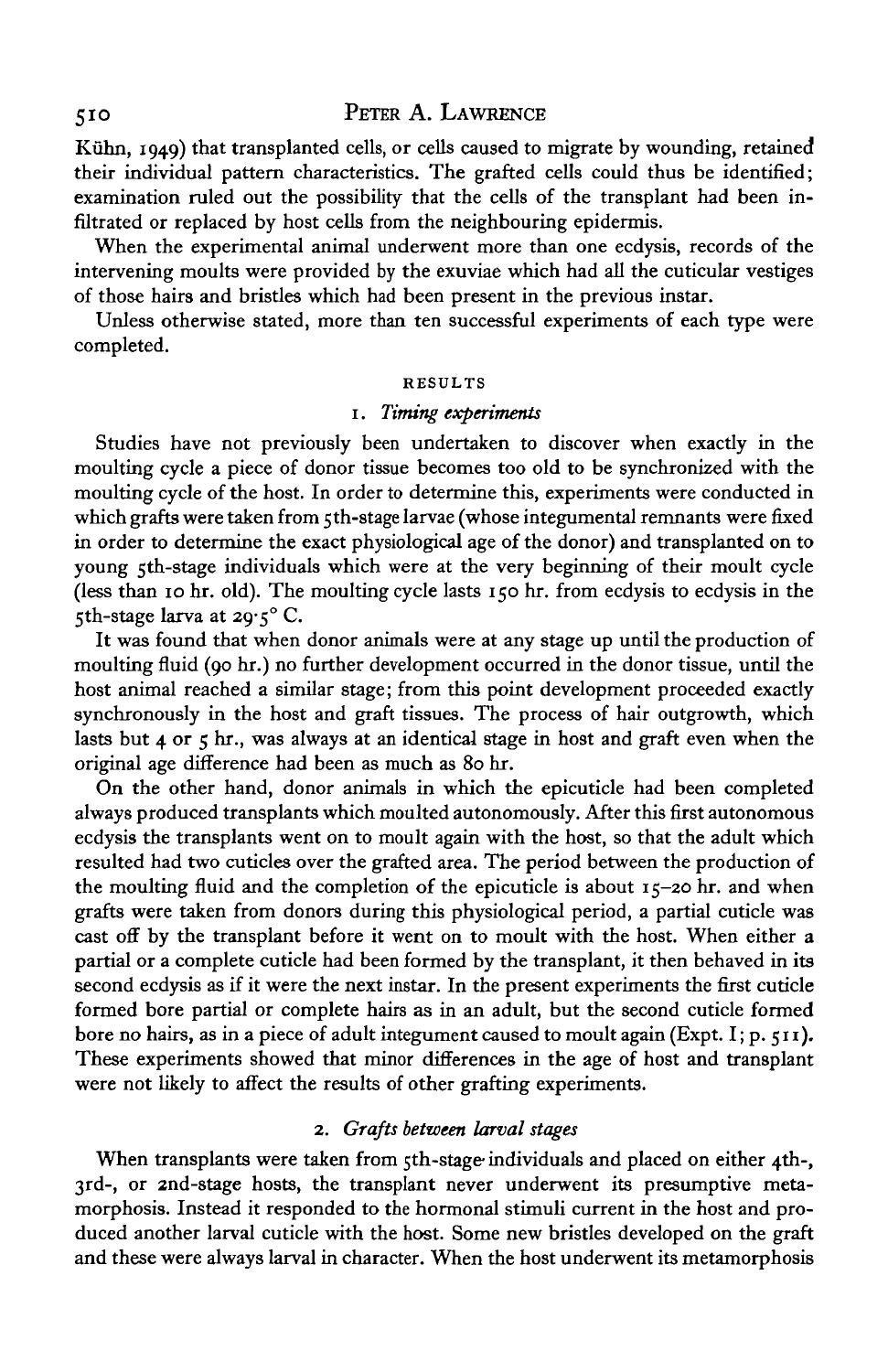Kühn, 1949) that transplanted cells, or cells caused to migrate by wounding, retained their individual pattern characteristics. The grafted cells could thus be identified; examination ruled out the possibility that the cells of the transplant had been infiltrated or replaced by host cells from the neighbouring epidermis.

When the experimental animal underwent more than one ecdysis, records of the intervening moults were provided by the exuviae which had all the cuticular vestiges of those hairs and bristles which had been present in the previous instar.

Unless otherwise stated, more than ten successful experiments of each type were completed.

## RESULTS

### 1. *Timing experiments*

Studies have not previously been undertaken to discover when exactly in the moulting cycle a piece of donor tissue becomes too old to be synchronized with the moulting cycle of the host. In order to determine this, experiments were conducted in which grafts were taken from 5th-stage larvae (whose integumental remnants were fixed in order to determine the exact physiological age of the donor) and transplanted on to young 5th-stage individuals which were at the very beginning of their moult cycle (less than 10 hr. old). The moulting cycle lasts 150 hr. from ecdysis to ecdysis in the 5th-stage larva at 29·5° C.

It was found that when donor animals were at any stage up until the production of moulting fluid (90 hr.) no further development occurred in the donor tissue, until the host animal reached a similar stage; from this point development proceeded exactly synchronously in the host and graft tissues. The process of hair outgrowth, which lasts but 4 or 5 hr., was always at an identical stage in host and graft even when the original age difference had been as much as 80 hr.

On the other hand, donor animals in which the epicuticle had been completed always produced transplants which moulted autonomously. After this first autonomous ecdysis the transplants went on to moult again with the host, so that the adult which resulted had two cuticles over the grafted area. The period between the production of the moulting fluid and the completion of the epicuticle is about 15–20 hr. and when grafts were taken from donors during this physiological period, a partial cuticle was cast off by the transplant before it went on to moult with the host. When either a partial or a complete cuticle had been formed by the transplant, it then behaved in its second ecdysis as if it were the next instar. In the present experiments the first cuticle formed bore partial or complete hairs as in an adult, but the second cuticle formed bore no hairs, as in a piece of adult integument caused to moult again (Expt. I; p. 511). These experiments showed that minor differences in the age of host and transplant were not likely to affect the results of other grafting experiments.

### 2. *Grafts between larval stages*

When transplants were taken from 5th-stage individuals and placed on either 4th-, 3rd-, or 2nd-stage hosts, the transplant never underwent its presumptive metamorphosis. Instead it responded to the hormonal stimuli current in the host and produced another larval cuticle with the host. Some new bristles developed on the graft and these were always larval in character. When the host underwent its metamorphosis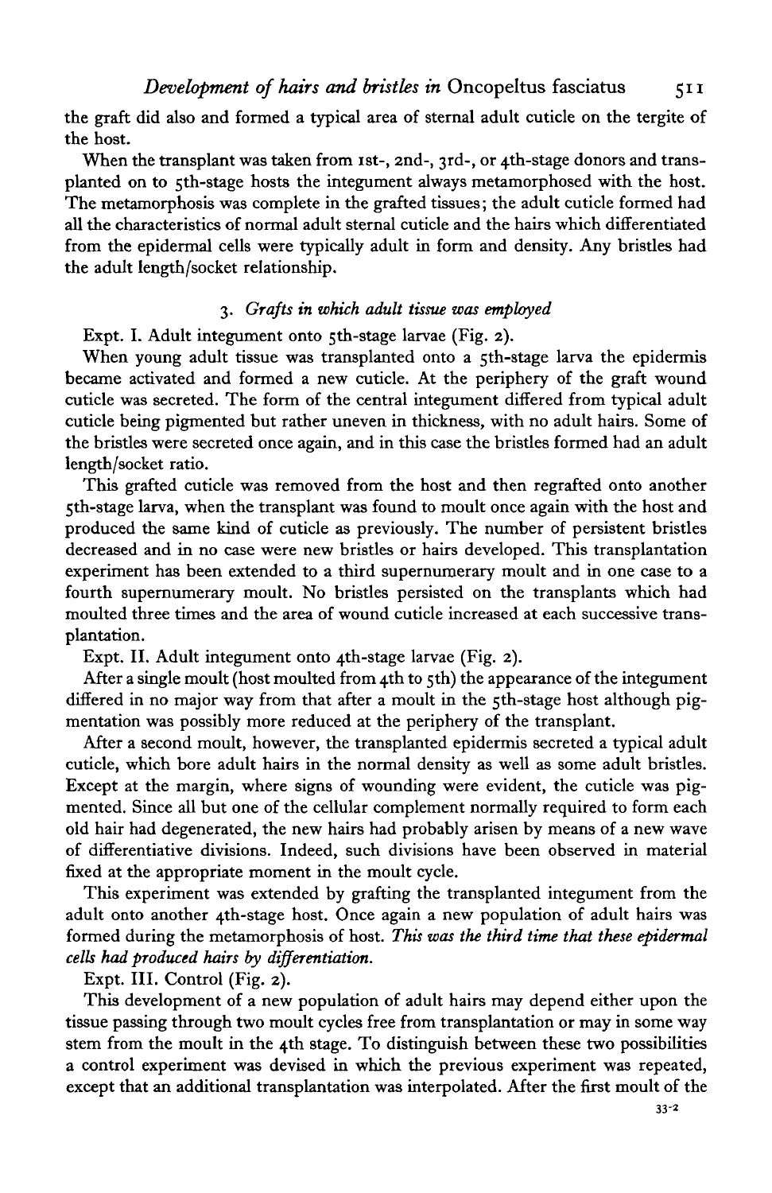the graft did also and formed a typical area of sternal adult cuticle on the tergite of the host.

When the transplant was taken from 1st-, 2nd-, 3rd-, or 4th-stage donors and transplanted on to 5th-stage hosts the integument always metamorphosed with the host. The metamorphosis was complete in the grafted tissues; the adult cuticle formed had all the characteristics of normal adult sternal cuticle and the hairs which differentiated from the epidermal cells were typically adult in form and density. Any bristles had the adult length/socket relationship.

### 3. *Grafts in which adult tissue was employed*

Expt. I. Adult integument onto 5th-stage larvae (Fig. 2).

When young adult tissue was transplanted onto a 5th-stage larva the epidermis became activated and formed a new cuticle. At the periphery of the graft wound cuticle was secreted. The form of the central integument differed from typical adult cuticle being pigmented but rather uneven in thickness, with no adult hairs. Some of the bristles were secreted once again, and in this case the bristles formed had an adult length/socket ratio.

This grafted cuticle was removed from the host and then regrafted onto another 5th-stage larva, when the transplant was found to moult once again with the host and produced the same kind of cuticle as previously. The number of persistent bristles decreased and in no case were new bristles or hairs developed. This transplantation experiment has been extended to a third supernumerary moult and in one case to a fourth supernumerary moult. No bristles persisted on the transplants which had moulted three times and the area of wound cuticle increased at each successive transplantation.

Expt. II. Adult integument onto 4th-stage larvae (Fig. 2).

After a single moult (host moulted from 4th to 5th) the appearance of the integument differed in no major way from that after a moult in the 5th-stage host although pigmentation was possibly more reduced at the periphery of the transplant.

After a second moult, however, the transplanted epidermis secreted a typical adult cuticle, which bore adult hairs in the normal density as well as some adult bristles. Except at the margin, where signs of wounding were evident, the cuticle was pigmented. Since all but one of the cellular complement normally required to form each old hair had degenerated, the new hairs had probably arisen by means of a new wave of differentiative divisions. Indeed, such divisions have been observed in material fixed at the appropriate moment in the moult cycle.

This experiment was extended by grafting the transplanted integument from the adult onto another 4th-stage host. Once again a new population of adult hairs was formed during the metamorphosis of host. *This was the third time that these epidermal cells had produced hairs by differentiation.*

Expt. III. Control (Fig. 2).

This development of a new population of adult hairs may depend either upon the tissue passing through two moult cycles free from transplantation or may in some way stem from the moult in the 4th stage. To distinguish between these two possibilities a control experiment was devised in which the previous experiment was repeated, except that an additional transplantation was interpolated. After the first moult of the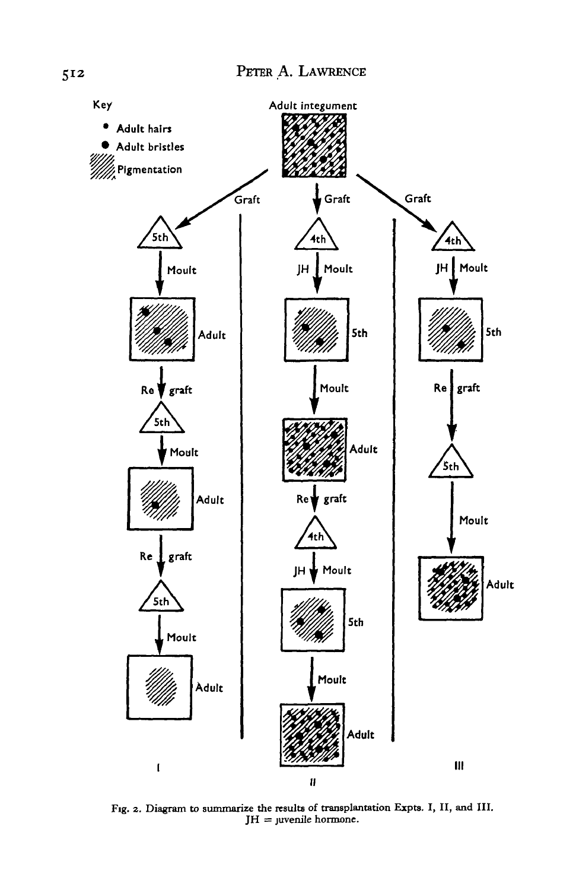Fig. 2. Diagram to summarize the results of transplantation Expts. I, II, and III. JH = juvenile hormone.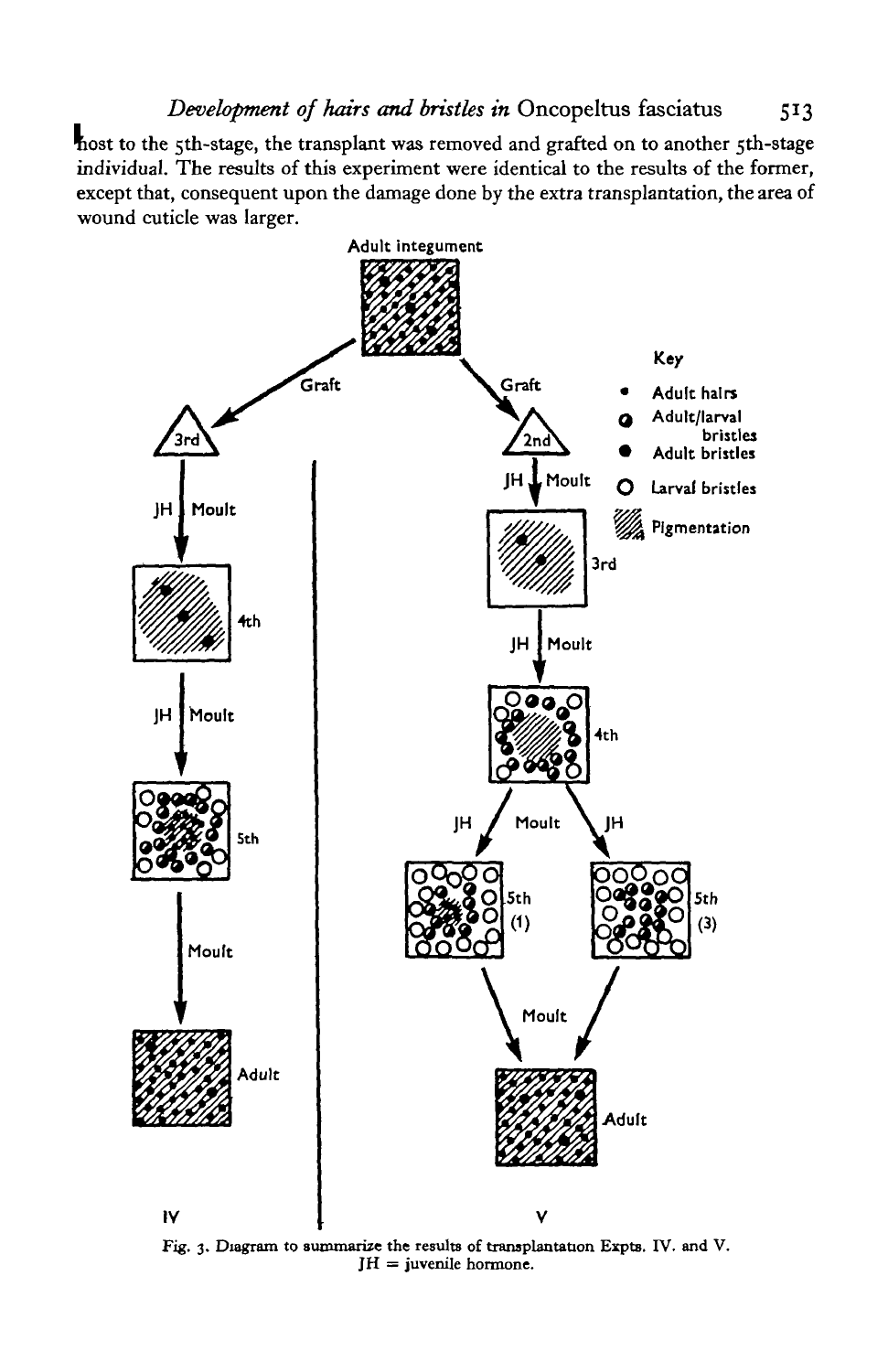host to the 5th-stage, the transplant was removed and grafted on to another 5th-stage individual. The results of this experiment were identical to the results of the former, except that, consequent upon the damage done by the extra transplantation, the area of wound cuticle was larger.

Fig. 3. Diagram to summarize the results of transplantation Expts. IV. and V. JH = juvenile hormone.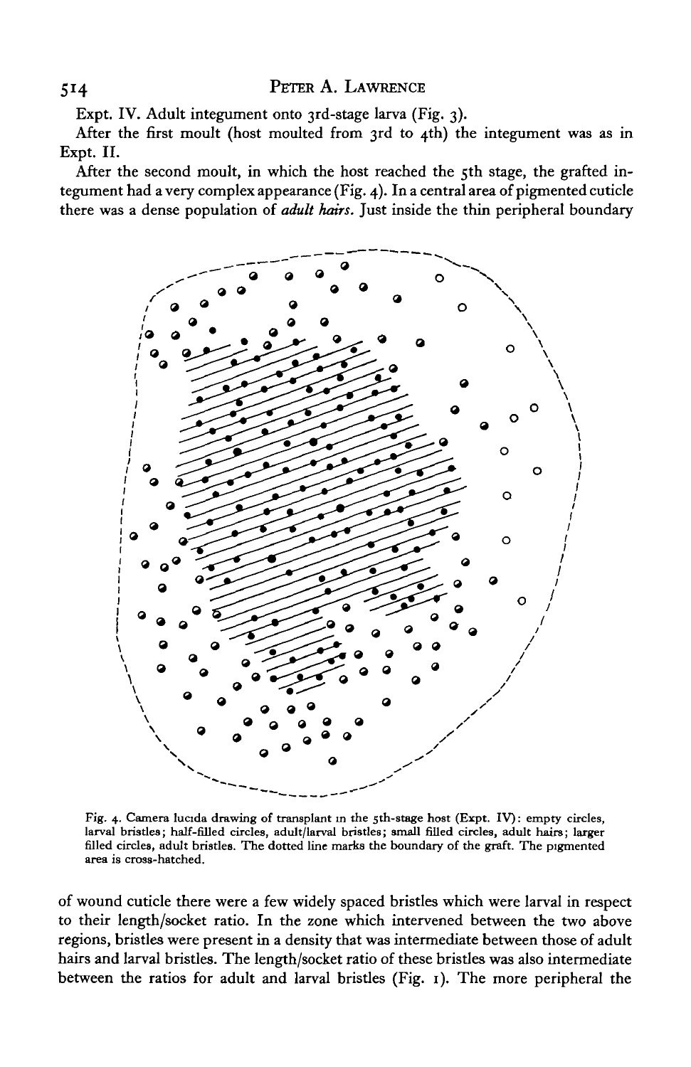Expt. IV. Adult integument onto 3rd-stage larva (Fig. 3).

After the first moult (host moulted from 3rd to 4th) the integument was as in Expt. II.

After the second moult, in which the host reached the 5th stage, the grafted integument had a very complex appearance (Fig. 4). In a central area of pigmented cuticle there was a dense population of *adult hairs*. Just inside the thin peripheral boundary

Fig. 4. Camera lucida drawing of transplant in the 5th-stage host (Expt. IV): empty circles, larval bristles; half-filled circles, adult/larval bristles; small filled circles, adult hairs; larger filled circles, adult bristles. The dotted line marks the boundary of the graft. The pigmented area is cross-hatched.

of wound cuticle there were a few widely spaced bristles which were larval in respect to their length/socket ratio. In the zone which intervened between the two above regions, bristles were present in a density that was intermediate between those of adult hairs and larval bristles. The length/socket ratio of these bristles was also intermediate between the ratios for adult and larval bristles (Fig. 1). The more peripheral the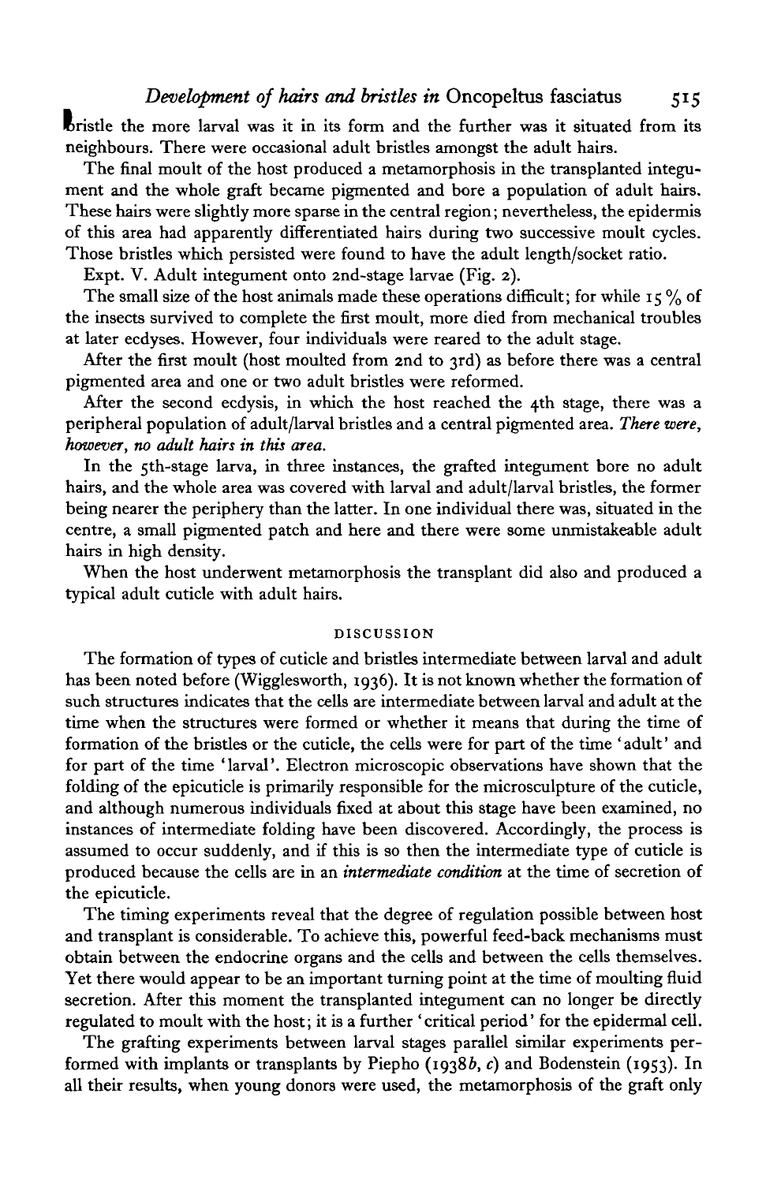bristle the more larval was it in its form and the further was it situated from its neighbours. There were occasional adult bristles amongst the adult hairs.

The final moult of the host produced a metamorphosis in the transplanted integument and the whole graft became pigmented and bore a population of adult hairs. These hairs were slightly more sparse in the central region; nevertheless, the epidermis of this area had apparently differentiated hairs during two successive moult cycles. Those bristles which persisted were found to have the adult length/socket ratio.

Expt. V. Adult integument onto 2nd-stage larvae (Fig. 2).

The small size of the host animals made these operations difficult; for while 15 % of the insects survived to complete the first moult, more died from mechanical troubles at later ecdyses. However, four individuals were reared to the adult stage.

After the first moult (host moulted from 2nd to 3rd) as before there was a central pigmented area and one or two adult bristles were reformed.

After the second ecdysis, in which the host reached the 4th stage, there was a peripheral population of adult/larval bristles and a central pigmented area. *There were, however, no adult hairs in this area.*

In the 5th-stage larva, in three instances, the grafted integument bore no adult hairs, and the whole area was covered with larval and adult/larval bristles, the former being nearer the periphery than the latter. In one individual there was, situated in the centre, a small pigmented patch and here and there were some unmistakeable adult hairs in high density.

When the host underwent metamorphosis the transplant did also and produced a typical adult cuticle with adult hairs.

## DISCUSSION

The formation of types of cuticle and bristles intermediate between larval and adult has been noted before (Wigglesworth, 1936). It is not known whether the formation of such structures indicates that the cells are intermediate between larval and adult at the time when the structures were formed or whether it means that during the time of formation of the bristles or the cuticle, the cells were for part of the time 'adult' and for part of the time 'larval'. Electron microscopic observations have shown that the folding of the epicuticle is primarily responsible for the microsculpture of the cuticle, and although numerous individuals fixed at about this stage have been examined, no instances of intermediate folding have been discovered. Accordingly, the process is assumed to occur suddenly, and if this is so then the intermediate type of cuticle is produced because the cells are in an *intermediate condition* at the time of secretion of the epicuticle.

The timing experiments reveal that the degree of regulation possible between host and transplant is considerable. To achieve this, powerful feed-back mechanisms must obtain between the endocrine organs and the cells and between the cells themselves. Yet there would appear to be an important turning point at the time of moulting fluid secretion. After this moment the transplanted integument can no longer be directly regulated to moult with the host; it is a further 'critical period' for the epidermal cell.

The grafting experiments between larval stages parallel similar experiments performed with implants or transplants by Piepho (1938*b*, *c*) and Bodenstein (1953). In all their results, when young donors were used, the metamorphosis of the graft only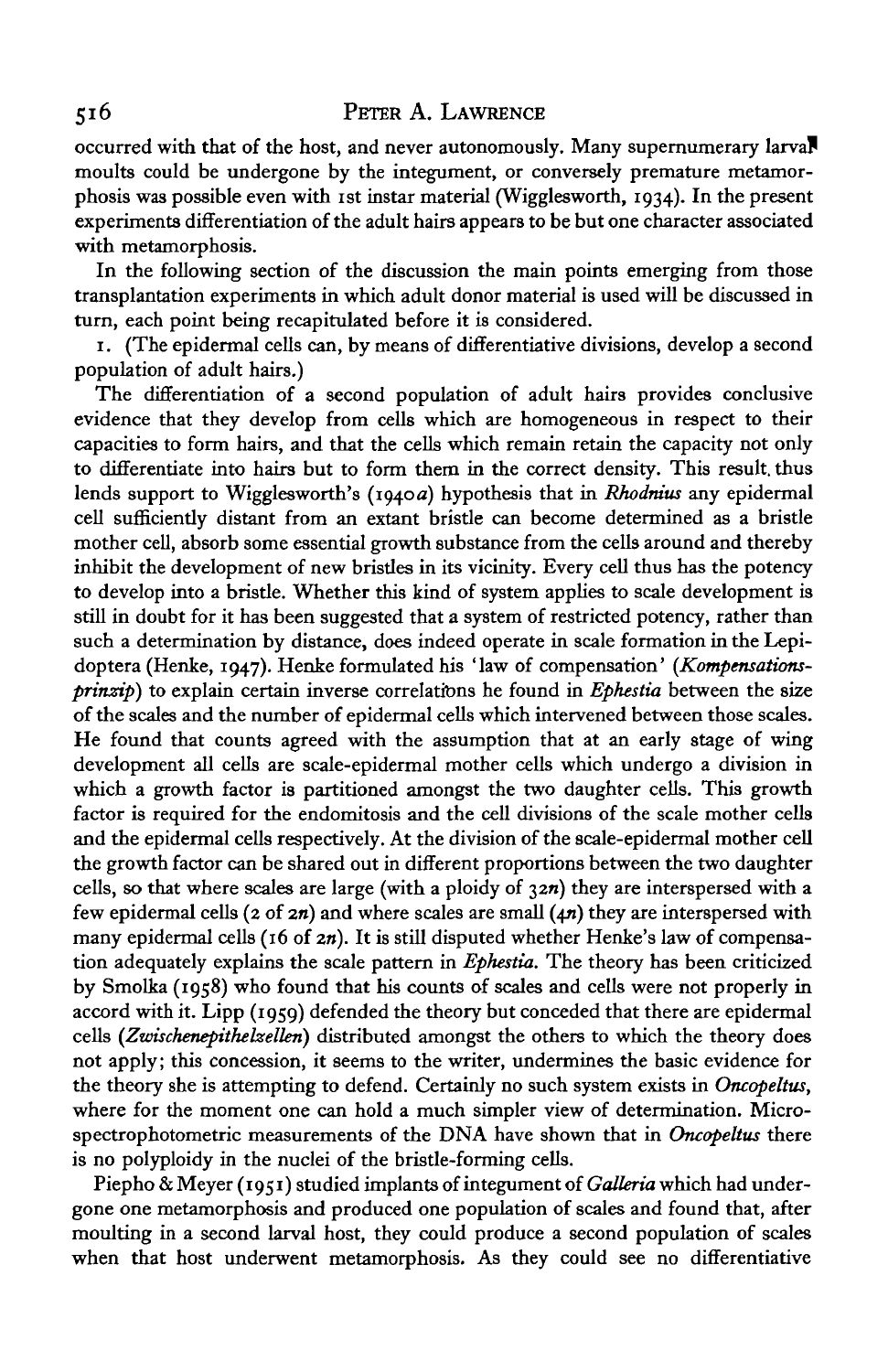occurred with that of the host, and never autonomously. Many supernumerary larval moults could be undergone by the integument, or conversely premature metamorphosis was possible even with 1st instar material (Wigglesworth, 1934). In the present experiments differentiation of the adult hairs appears to be but one character associated with metamorphosis.

In the following section of the discussion the main points emerging from those transplantation experiments in which adult donor material is used will be discussed in turn, each point being recapitulated before it is considered.

1. (The epidermal cells can, by means of differentiative divisions, develop a second population of adult hairs.)

The differentiation of a second population of adult hairs provides conclusive evidence that they develop from cells which are homogeneous in respect to their capacities to form hairs, and that the cells which remain retain the capacity not only to differentiate into hairs but to form them in the correct density. This result thus lends support to Wigglesworth's (1940*a*) hypothesis that in *Rhodnius* any epidermal cell sufficiently distant from an extant bristle can become determined as a bristle mother cell, absorb some essential growth substance from the cells around and thereby inhibit the development of new bristles in its vicinity. Every cell thus has the potency to develop into a bristle. Whether this kind of system applies to scale development is still in doubt for it has been suggested that a system of restricted potency, rather than such a determination by distance, does indeed operate in scale formation in the Lepidoptera (Henke, 1947). Henke formulated his 'law of compensation' (*Kompensationsprinzip*) to explain certain inverse correlations he found in *Ephestia* between the size of the scales and the number of epidermal cells which intervened between those scales. He found that counts agreed with the assumption that at an early stage of wing development all cells are scale-epidermal mother cells which undergo a division in which a growth factor is partitioned amongst the two daughter cells. This growth factor is required for the endomitosis and the cell divisions of the scale mother cells and the epidermal cells respectively. At the division of the scale-epidermal mother cell the growth factor can be shared out in different proportions between the two daughter cells, so that where scales are large (with a ploidy of $32n$) they are interspersed with a few epidermal cells (2 of $2n$) and where scales are small ($4n$) they are interspersed with many epidermal cells (16 of $2n$). It is still disputed whether Henke's law of compensation adequately explains the scale pattern in *Ephestia*. The theory has been criticized by Smolka (1958) who found that his counts of scales and cells were not properly in accord with it. Lipp (1959) defended the theory but conceded that there are epidermal cells (*Zwischenepithelzellen*) distributed amongst the others to which the theory does not apply; this concession, it seems to the writer, undermines the basic evidence for the theory she is attempting to defend. Certainly no such system exists in *Oncopeltus*, where for the moment one can hold a much simpler view of determination. Microspectrophotometric measurements of the DNA have shown that in *Oncopeltus* there is no polyploidy in the nuclei of the bristle-forming cells.

Piepho & Meyer (1951) studied implants of integument of *Galleria* which had undergone one metamorphosis and produced one population of scales and found that, after moulting in a second larval host, they could produce a second population of scales when that host underwent metamorphosis. As they could see no differentiative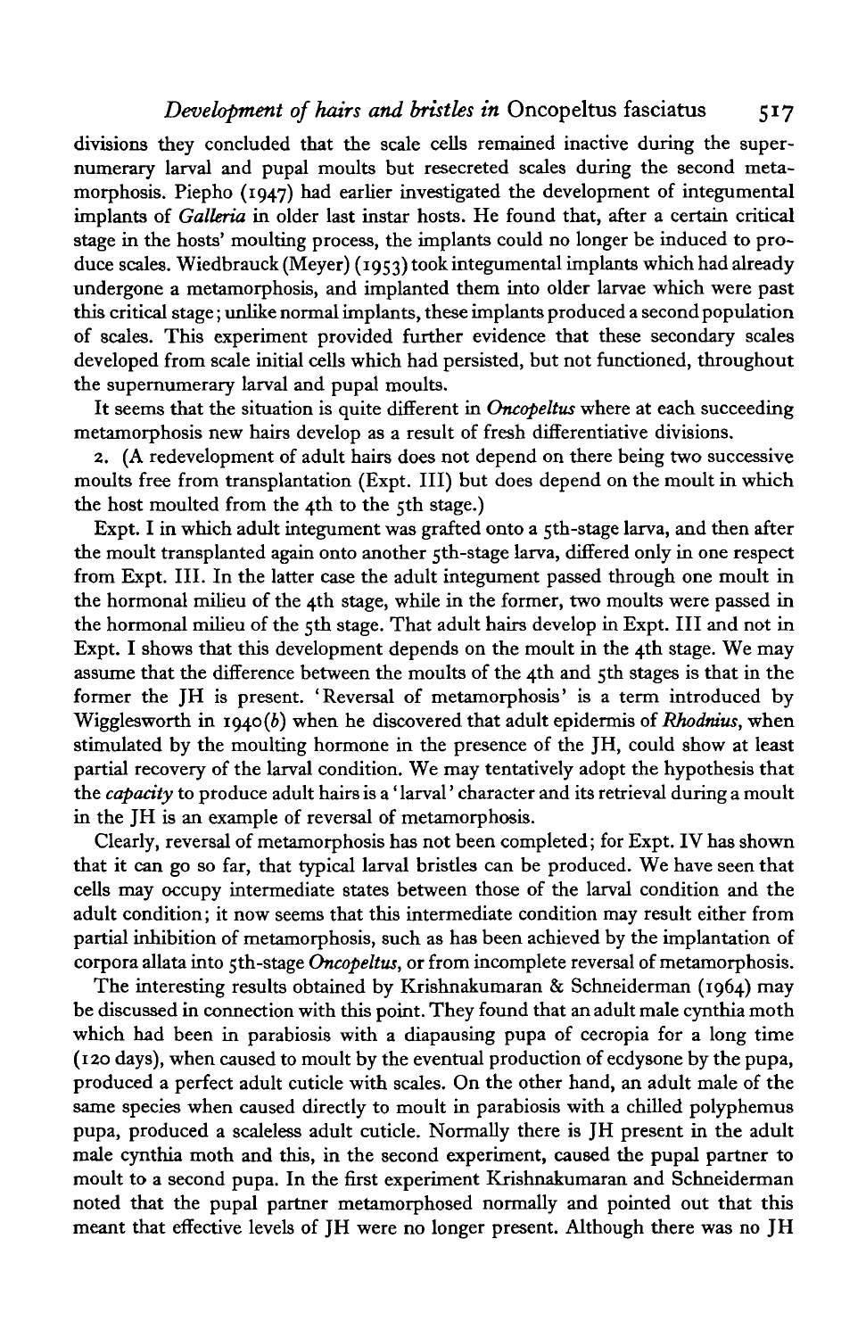divisions they concluded that the scale cells remained inactive during the supernumerary larval and pupal moults but resecreted scales during the second metamorphosis. Piepho (1947) had earlier investigated the development of integumental implants of *Galleria* in older last instar hosts. He found that, after a certain critical stage in the hosts' moulting process, the implants could no longer be induced to produce scales. Wiedbrauck (Meyer) (1953) took integumental implants which had already undergone a metamorphosis, and implanted them into older larvae which were past this critical stage; unlike normal implants, these implants produced a second population of scales. This experiment provided further evidence that these secondary scales developed from scale initial cells which had persisted, but not functioned, throughout the supernumerary larval and pupal moults.

It seems that the situation is quite different in *Oncopeltus* where at each succeeding metamorphosis new hairs develop as a result of fresh differentiative divisions.

2. (A redevelopment of adult hairs does not depend on there being two successive moults free from transplantation (Expt. III) but does depend on the moult in which the host moulted from the 4th to the 5th stage.)

Expt. I in which adult integument was grafted onto a 5th-stage larva, and then after the moult transplanted again onto another 5th-stage larva, differed only in one respect from Expt. III. In the latter case the adult integument passed through one moult in the hormonal milieu of the 4th stage, while in the former, two moults were passed in the hormonal milieu of the 5th stage. That adult hairs develop in Expt. III and not in Expt. I shows that this development depends on the moult in the 4th stage. We may assume that the difference between the moults of the 4th and 5th stages is that in the former the JH is present. 'Reversal of metamorphosis' is a term introduced by Wigglesworth in 1940(*b*) when he discovered that adult epidermis of *Rhodnius*, when stimulated by the moulting hormone in the presence of the JH, could show at least partial recovery of the larval condition. We may tentatively adopt the hypothesis that the *capacity* to produce adult hairs is a 'larval' character and its retrieval during a moult in the JH is an example of reversal of metamorphosis.

Clearly, reversal of metamorphosis has not been completed; for Expt. IV has shown that it can go so far, that typical larval bristles can be produced. We have seen that cells may occupy intermediate states between those of the larval condition and the adult condition; it now seems that this intermediate condition may result either from partial inhibition of metamorphosis, such as has been achieved by the implantation of corpora allata into 5th-stage *Oncopeltus*, or from incomplete reversal of metamorphosis.

The interesting results obtained by Krishnakumaran & Schneiderman (1964) may be discussed in connection with this point. They found that an adult male cynthia moth which had been in parabiosis with a diapausing pupa of cecropia for a long time (120 days), when caused to moult by the eventual production of ecdysone by the pupa, produced a perfect adult cuticle with scales. On the other hand, an adult male of the same species when caused directly to moult in parabiosis with a chilled polyphemus pupa, produced a scaleless adult cuticle. Normally there is JH present in the adult male cynthia moth and this, in the second experiment, caused the pupal partner to moult to a second pupa. In the first experiment Krishnakumaran and Schneiderman noted that the pupal partner metamorphosed normally and pointed out that this meant that effective levels of JH were no longer present. Although there was no JH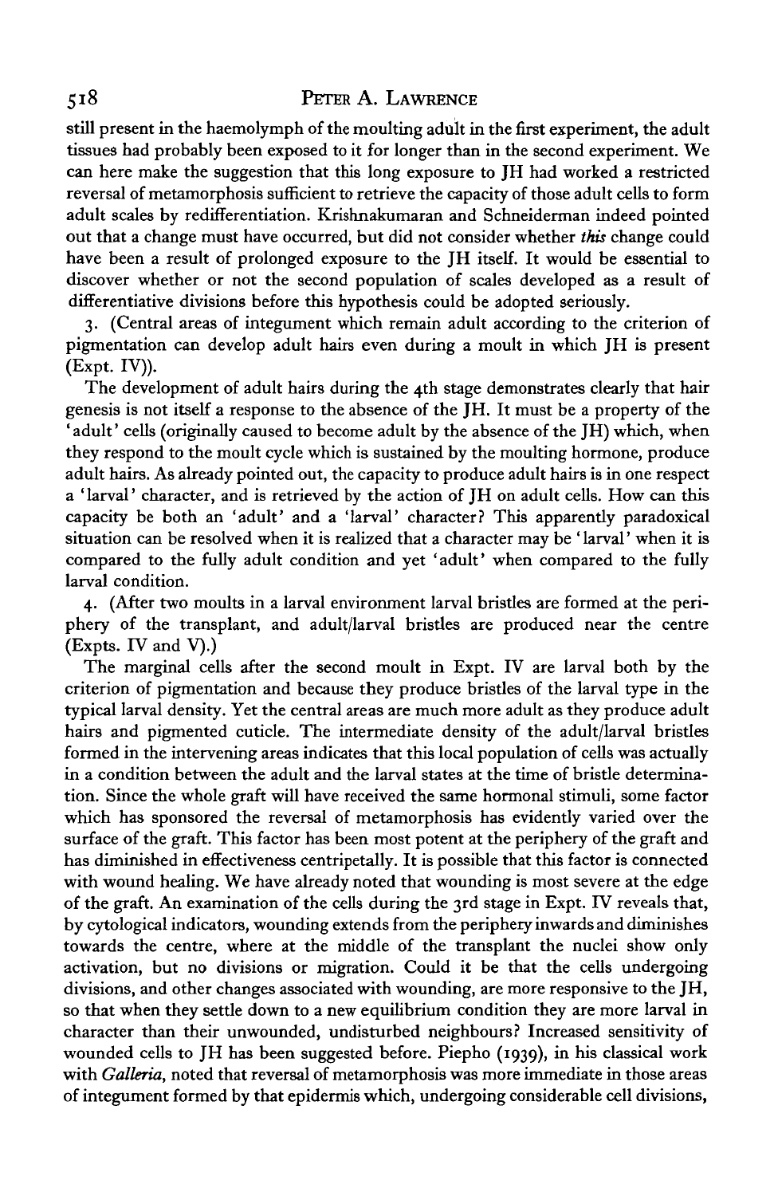still present in the haemolymph of the moulting adult in the first experiment, the adult tissues had probably been exposed to it for longer than in the second experiment. We can here make the suggestion that this long exposure to JH had worked a restricted reversal of metamorphosis sufficient to retrieve the capacity of those adult cells to form adult scales by redifferentiation. Krishnakumaran and Schneiderman indeed pointed out that a change must have occurred, but did not consider whether *this* change could have been a result of prolonged exposure to the JH itself. It would be essential to discover whether or not the second population of scales developed as a result of differentiative divisions before this hypothesis could be adopted seriously.

3. (Central areas of integument which remain adult according to the criterion of pigmentation can develop adult hairs even during a moult in which JH is present (Expt. IV)).

The development of adult hairs during the 4th stage demonstrates clearly that hair genesis is not itself a response to the absence of the JH. It must be a property of the 'adult' cells (originally caused to become adult by the absence of the JH) which, when they respond to the moult cycle which is sustained by the moulting hormone, produce adult hairs. As already pointed out, the capacity to produce adult hairs is in one respect a 'larval' character, and is retrieved by the action of JH on adult cells. How can this capacity be both an 'adult' and a 'larval' character? This apparently paradoxical situation can be resolved when it is realized that a character may be 'larval' when it is compared to the fully adult condition and yet 'adult' when compared to the fully larval condition.

4. (After two moults in a larval environment larval bristles are formed at the periphery of the transplant, and adult/larval bristles are produced near the centre (Expts. IV and V).)

The marginal cells after the second moult in Expt. IV are larval both by the criterion of pigmentation and because they produce bristles of the larval type in the typical larval density. Yet the central areas are much more adult as they produce adult hairs and pigmented cuticle. The intermediate density of the adult/larval bristles formed in the intervening areas indicates that this local population of cells was actually in a condition between the adult and the larval states at the time of bristle determination. Since the whole graft will have received the same hormonal stimuli, some factor which has sponsored the reversal of metamorphosis has evidently varied over the surface of the graft. This factor has been most potent at the periphery of the graft and has diminished in effectiveness centripetally. It is possible that this factor is connected with wound healing. We have already noted that wounding is most severe at the edge of the graft. An examination of the cells during the 3rd stage in Expt. IV reveals that, by cytological indicators, wounding extends from the periphery inwards and diminishes towards the centre, where at the middle of the transplant the nuclei show only activation, but no divisions or migration. Could it be that the cells undergoing divisions, and other changes associated with wounding, are more responsive to the JH, so that when they settle down to a new equilibrium condition they are more larval in character than their unwounded, undisturbed neighbours? Increased sensitivity of wounded cells to JH has been suggested before. Piepho (1939), in his classical work with *Galleria*, noted that reversal of metamorphosis was more immediate in those areas of integument formed by that epidermis which, undergoing considerable cell divisions,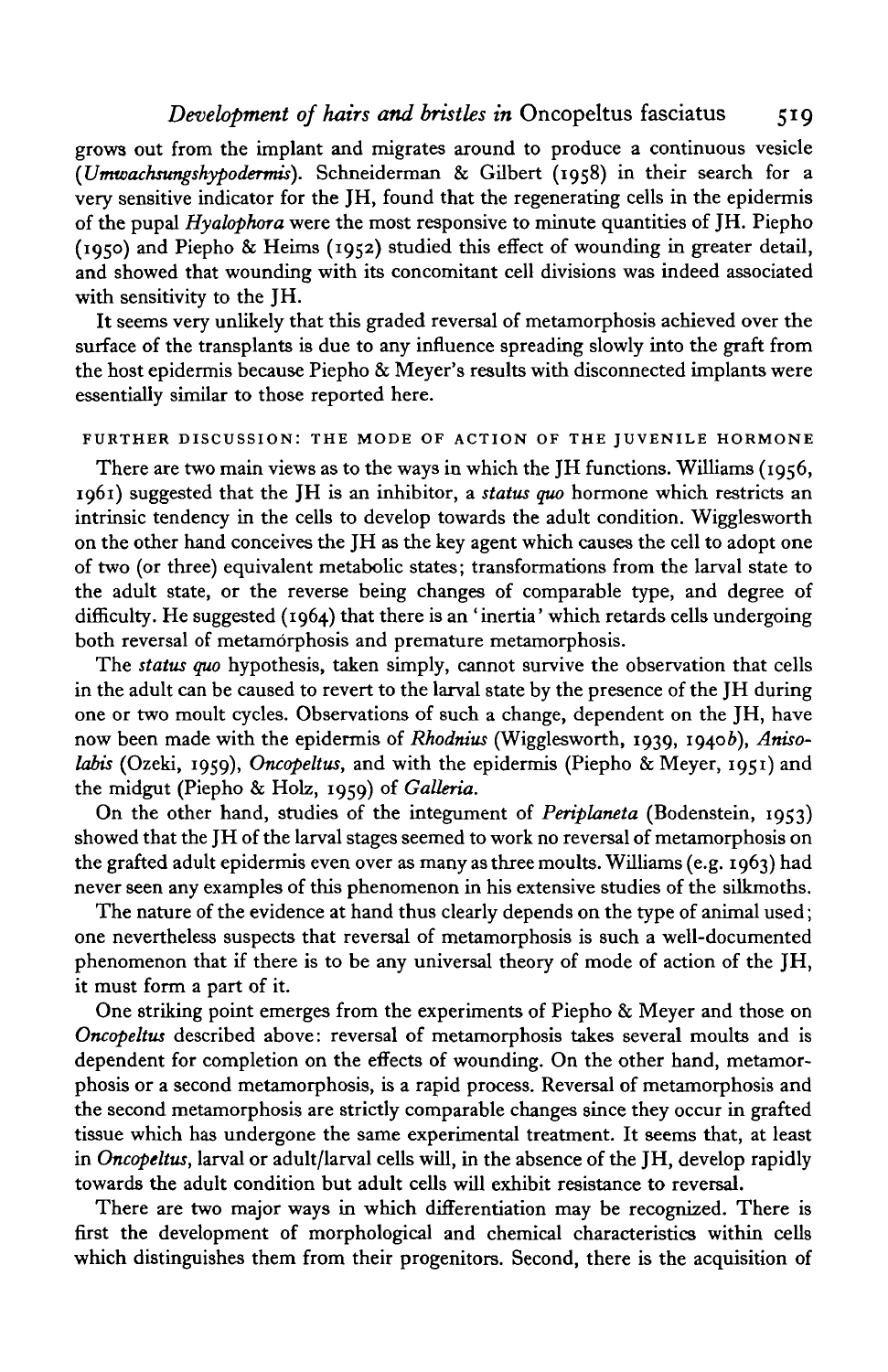grows out from the implant and migrates around to produce a continuous vesicle (*Umwachsungshypodermis*). Schneiderman & Gilbert (1958) in their search for a very sensitive indicator for the JH, found that the regenerating cells in the epidermis of the pupal *Hyalophora* were the most responsive to minute quantities of JH. Piepho (1950) and Piepho & Heims (1952) studied this effect of wounding in greater detail, and showed that wounding with its concomitant cell divisions was indeed associated with sensitivity to the JH.

It seems very unlikely that this graded reversal of metamorphosis achieved over the surface of the transplants is due to any influence spreading slowly into the graft from the host epidermis because Piepho & Meyer's results with disconnected implants were essentially similar to those reported here.

## FURTHER DISCUSSION: THE MODE OF ACTION OF THE JUVENILE HORMONE

There are two main views as to the ways in which the JH functions. Williams (1956, 1961) suggested that the JH is an inhibitor, a *status quo* hormone which restricts an intrinsic tendency in the cells to develop towards the adult condition. Wigglesworth on the other hand conceives the JH as the key agent which causes the cell to adopt one of two (or three) equivalent metabolic states; transformations from the larval state to the adult state, or the reverse being changes of comparable type, and degree of difficulty. He suggested (1964) that there is an 'inertia' which retards cells undergoing both reversal of metamorphosis and premature metamorphosis.

The *status quo* hypothesis, taken simply, cannot survive the observation that cells in the adult can be caused to revert to the larval state by the presence of the JH during one or two moult cycles. Observations of such a change, dependent on the JH, have now been made with the epidermis of *Rhodnius* (Wigglesworth, 1939, 1940*b*), *Anisolabis* (Ozeki, 1959), *Oncopeltus*, and with the epidermis (Piepho & Meyer, 1951) and the midgut (Piepho & Holz, 1959) of *Galleria*.

On the other hand, studies of the integument of *Periplaneta* (Bodenstein, 1953) showed that the JH of the larval stages seemed to work no reversal of metamorphosis on the grafted adult epidermis even over as many as three moults. Williams (e.g. 1963) had never seen any examples of this phenomenon in his extensive studies of the silkmoths.

The nature of the evidence at hand thus clearly depends on the type of animal used; one nevertheless suspects that reversal of metamorphosis is such a well-documented phenomenon that if there is to be any universal theory of mode of action of the JH, it must form a part of it.

One striking point emerges from the experiments of Piepho & Meyer and those on *Oncopeltus* described above: reversal of metamorphosis takes several moults and is dependent for completion on the effects of wounding. On the other hand, metamorphosis or a second metamorphosis, is a rapid process. Reversal of metamorphosis and the second metamorphosis are strictly comparable changes since they occur in grafted tissue which has undergone the same experimental treatment. It seems that, at least in *Oncopeltus*, larval or adult/larval cells will, in the absence of the JH, develop rapidly towards the adult condition but adult cells will exhibit resistance to reversal.

There are two major ways in which differentiation may be recognized. There is first the development of morphological and chemical characteristics within cells which distinguishes them from their progenitors. Second, there is the acquisition of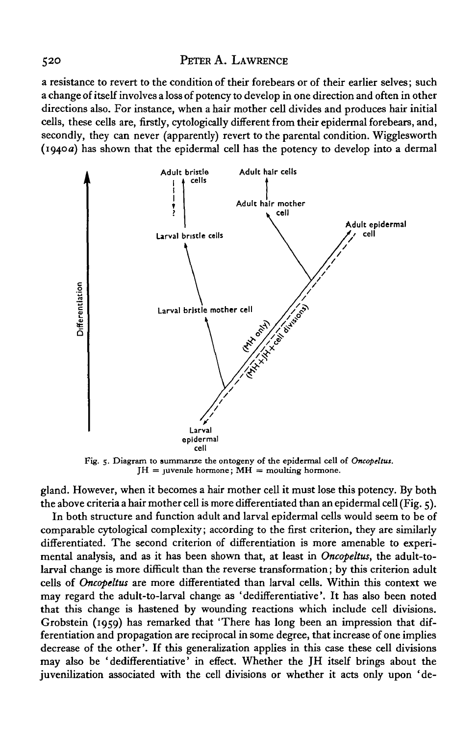a resistance to revert to the condition of their forebears or of their earlier selves; such a change of itself involves a loss of potency to develop in one direction and often in other directions also. For instance, when a hair mother cell divides and produces hair initial cells, these cells are, firstly, cytologically different from their epidermal forebears, and, secondly, they can never (apparently) revert to the parental condition. Wigglesworth (1940*a*) has shown that the epidermal cell has the potency to develop into a dermal gland. However, when it becomes a hair mother cell it must lose this potency. By both the above criteria a hair mother cell is more differentiated than an epidermal cell (Fig. 5).

Fig. 5. Diagram to summarize the ontogeny of the epidermal cell of *Oncopeltus*. JH = juvenile hormone; MH = moulting hormone.

In both structure and function adult and larval epidermal cells would seem to be of comparable cytological complexity; according to the first criterion, they are similarly differentiated. The second criterion of differentiation is more amenable to experimental analysis, and as it has been shown that, at least in *Oncopeltus*, the adult-to-larval change is more difficult than the reverse transformation; by this criterion adult cells of *Oncopeltus* are more differentiated than larval cells. Within this context we may regard the adult-to-larval change as 'dedifferentiative'. It has also been noted that this change is hastened by wounding reactions which include cell divisions. Grobstein (1959) has remarked that 'There has long been an impression that differentiation and propagation are reciprocal in some degree, that increase of one implies decrease of the other'. If this generalization applies in this case these cell divisions may also be 'dedifferentiative' in effect. Whether the JH itself brings about the juvenilization associated with the cell divisions or whether it acts only upon 'de-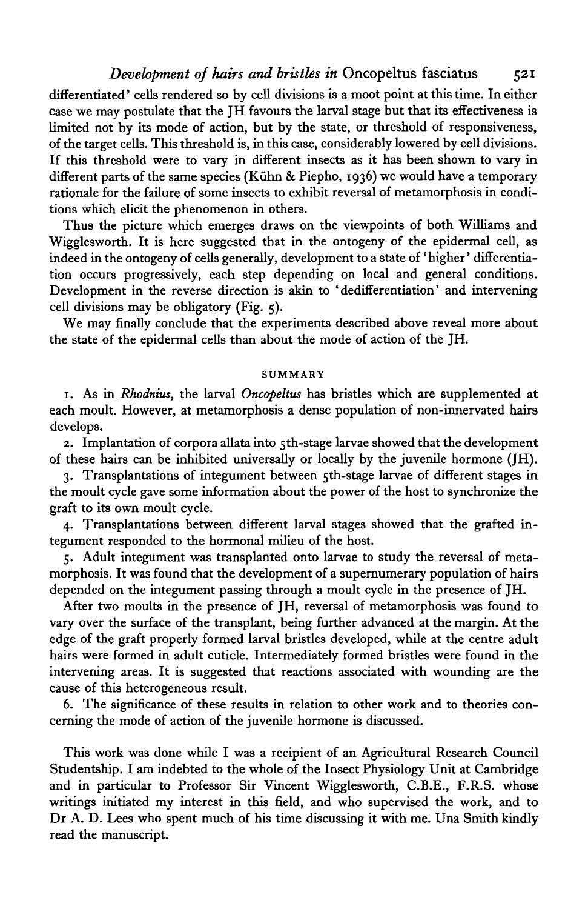differentiated' cells rendered so by cell divisions is a moot point at this time. In either case we may postulate that the JH favours the larval stage but that its effectiveness is limited not by its mode of action, but by the state, or threshold of responsiveness, of the target cells. This threshold is, in this case, considerably lowered by cell divisions. If this threshold were to vary in different insects as it has been shown to vary in different parts of the same species (Kühn & Piepho, 1936) we would have a temporary rationale for the failure of some insects to exhibit reversal of metamorphosis in conditions which elicit the phenomenon in others.

Thus the picture which emerges draws on the viewpoints of both Williams and Wigglesworth. It is here suggested that in the ontogeny of the epidermal cell, as indeed in the ontogeny of cells generally, development to a state of 'higher' differentiation occurs progressively, each step depending on local and general conditions. Development in the reverse direction is akin to 'dedifferentiation' and intervening cell divisions may be obligatory (Fig. 5).

We may finally conclude that the experiments described above reveal more about the state of the epidermal cells than about the mode of action of the JH.

## SUMMARY

1. As in *Rhodnius*, the larval *Oncopeltus* has bristles which are supplemented at each moult. However, at metamorphosis a dense population of non-innervated hairs develops.

2. Implantation of corpora allata into 5th-stage larvae showed that the development of these hairs can be inhibited universally or locally by the juvenile hormone (JH).

3. Transplantations of integument between 5th-stage larvae of different stages in the moult cycle gave some information about the power of the host to synchronize the graft to its own moult cycle.

4. Transplantations between different larval stages showed that the grafted integument responded to the hormonal milieu of the host.

5. Adult integument was transplanted onto larvae to study the reversal of metamorphosis. It was found that the development of a supernumerary population of hairs depended on the integument passing through a moult cycle in the presence of JH.

After two moults in the presence of JH, reversal of metamorphosis was found to vary over the surface of the transplant, being further advanced at the margin. At the edge of the graft properly formed larval bristles developed, while at the centre adult hairs were formed in adult cuticle. Intermediately formed bristles were found in the intervening areas. It is suggested that reactions associated with wounding are the cause of this heterogeneous result.

6. The significance of these results in relation to other work and to theories concerning the mode of action of the juvenile hormone is discussed.

This work was done while I was a recipient of an Agricultural Research Council Studentship. I am indebted to the whole of the Insect Physiology Unit at Cambridge and in particular to Professor Sir Vincent Wigglesworth, C.B.E., F.R.S. whose writings initiated my interest in this field, and who supervised the work, and to Dr A. D. Lees who spent much of his time discussing it with me. Una Smith kindly read the manuscript.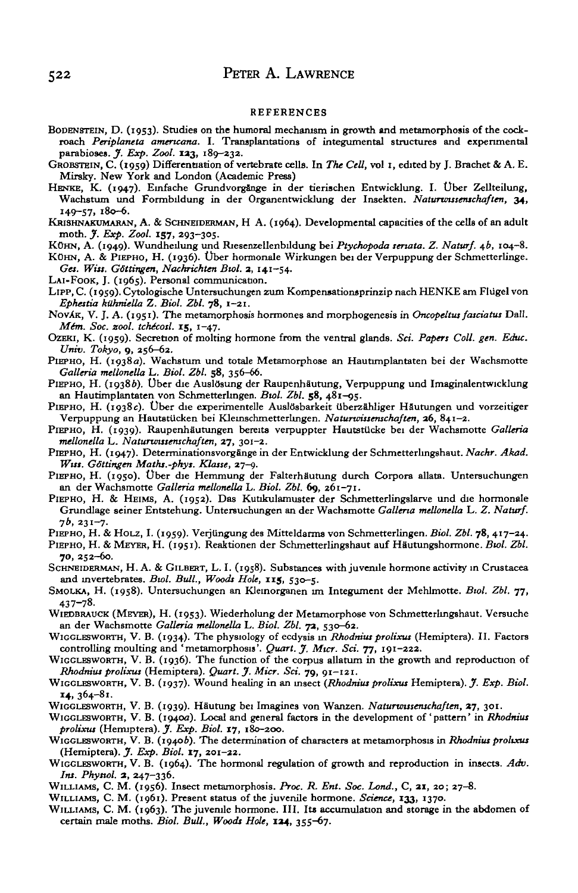## REFERENCES

BODENSTEIN, D. (1953). Studies on the humoral mechanism in growth and metamorphosis of the cockroach *Periplaneta americana*. I. Transplantations of integumental structures and experimental parabioses. *J. Exp. Zool.* **123**, 189–232.

GROBSTEIN, C. (1959) Differentiation of vertebrate cells. In *The Cell*, vol 1, edited by J. Brachet & A. E. Mirsky. New York and London (Academic Press)

HENKE, K. (1947). Einfache Grundvorgänge in der tierischen Entwicklung. I. Über Zellteilung, Wachstum und Formbildung in der Organentwicklung der Insekten. *Naturwissenschaften*, **34**, 149–57, 180–6.

KRISHNAKUMARAN, A. & SCHNEIDERMAN, H A. (1964). Developmental capacities of the cells of an adult moth. *J. Exp. Zool.* **157**, 293–305.

KÜHN, A. (1949). Wundheilung und Riesenzellenbildung bei *Ptychopoda seriata*. *Z. Naturf.* **4b**, 104–8.

KÜHN, A. & PIEPHO, H. (1936). Über hormonale Wirkungen bei der Verpuppung der Schmetterlinge. *Ges. Wiss. Göttingen, Nachrichten Biol.* **2**, 141–54.

LAI-FOOK, J. (1965). Personal communication.

LIPP, C. (1959). Cytologische Untersuchungen zum Kompensationsprinzip nach HENKE am Flügel von *Ephestia kühniella* Z. *Biol. Zbl.* **78**, 1–21.

NOVÁK, V. J. A. (1951). The metamorphosis hormones and morphogenesis in *Oncopeltus fasciatus* Dall. *Mém. Soc. zool. tchécosl.* **15**, 1–47.

OZEKI, K. (1959). Secretion of molting hormone from the ventral glands. *Sci. Papers Coll. gen. Educ. Univ. Tokyo*, **9**, 256–62.

PIEPHO, H. (1938*a*). Wachstum und totale Metamorphose an Hautimplantaten bei der Wachsmotte *Galleria mellonella* L. *Biol. Zbl.* **58**, 356–66.

PIEPHO, H. (1938*b*). Über die Auslösung der Raupenhäutung, Verpuppung und Imaginalentwicklung an Hautimplantaten von Schmetterlingen. *Biol. Zbl.* **58**, 481–95.

PIEPHO, H. (1938*c*). Über die experimentelle Auslösbarkeit überzähliger Häutungen und vorzeitiger Verpuppung an Hautstücken bei Kleinschmetterlingen. *Naturwissenschaften*, **26**, 841–2.

PIEPHO, H. (1939). Raupenhäutungen bereits verpuppter Hautstücke bei der Wachsmotte *Galleria mellonella* L. *Naturwissenschaften*, **27**, 301–2.

PIEPHO, H. (1947). Determinationsvorgänge in der Entwicklung der Schmetterlingshaut. *Nachr. Akad. Wiss. Göttingen Maths.-phys. Klasse*, 27–9.

PIEPHO, H. (1950). Über die Hemmung der Falterhäutung durch Corpora allata. Untersuchungen an der Wachsmotte *Galleria mellonella* L. *Biol. Zbl.* **69**, 261–71.

PIEPHO, H. & HEIMS, A. (1952). Das Kutikulamuster der Schmetterlingslarve und die hormonale Grundlage seiner Entstehung. Untersuchungen an der Wachsmotte *Galleria mellonella* L. *Z. Naturf.* **7b**, 231–7.

PIEPHO, H. & HOLZ, I. (1959). Verjüngung des Mitteldarms von Schmetterlingen. *Biol. Zbl.* **78**, 417–24.

PIEPHO, H. & MEYER, H. (1951). Reaktionen der Schmetterlingshaut auf Häutungshormone. *Biol. Zbl.* **70**, 252–60.

SCHNEIDERMAN, H. A. & GILBERT, L. I. (1958). Substances with juvenile hormone activity in Crustacea and invertebrates. *Biol. Bull., Woods Hole*, **115**, 530–5.

SMOLKA, H. (1958). Untersuchungen an Kleinorganen im Integument der Mehlmotte. *Biol. Zbl.* **77**, 437–78.

WIEDBRAUCK (MEYER), H. (1953). Wiederholung der Metamorphose von Schmetterlingshaut. Versuche an der Wachsmotte *Galleria mellonella* L. *Biol. Zbl.* **72**, 530–62.

WIGGLESWORTH, V. B. (1934). The physiology of ecdysis in *Rhodnius prolixus* (Hemiptera). II. Factors controlling moulting and 'metamorphosis'. *Quart. J. Micr. Sci.* **77**, 191–222.

WIGGLESWORTH, V. B. (1936). The function of the corpus allatum in the growth and reproduction of *Rhodnius prolixus* (Hemiptera). *Quart. J. Micr. Sci.* **79**, 91–121.

WIGGLESWORTH, V. B. (1937). Wound healing in an insect (*Rhodnius prolixus* Hemiptera). *J. Exp. Biol.* **14**, 364–81.

WIGGLESWORTH, V. B. (1939). Häutung bei Imagines von Wanzen. *Naturwissenschaften*, **27**, 301.

WIGGLESWORTH, V. B. (1940*a*). Local and general factors in the development of 'pattern' in *Rhodnius prolixus* (Hemiptera). *J. Exp. Biol.* **17**, 180–200.

WIGGLESWORTH, V. B. (1940*b*). The determination of characters at metamorphosis in *Rhodnius prolixus* (Hemiptera). *J. Exp. Biol.* **17**, 201–22.

WIGGLESWORTH, V. B. (1964). The hormonal regulation of growth and reproduction in insects. *Adv. Ins. Physiol.* **2**, 247–336.

WILLIAMS, C. M. (1956). Insect metamorphosis. *Proc. R. Ent. Soc. Lond.*, C, **21**, 20; 27–8.

WILLIAMS, C. M. (1961). Present status of the juvenile hormone. *Science*, **133**, 1370.

WILLIAMS, C. M. (1963). The juvenile hormone. III. Its accumulation and storage in the abdomen of certain male moths. *Biol. Bull., Woods Hole*, **124**, 355–67.